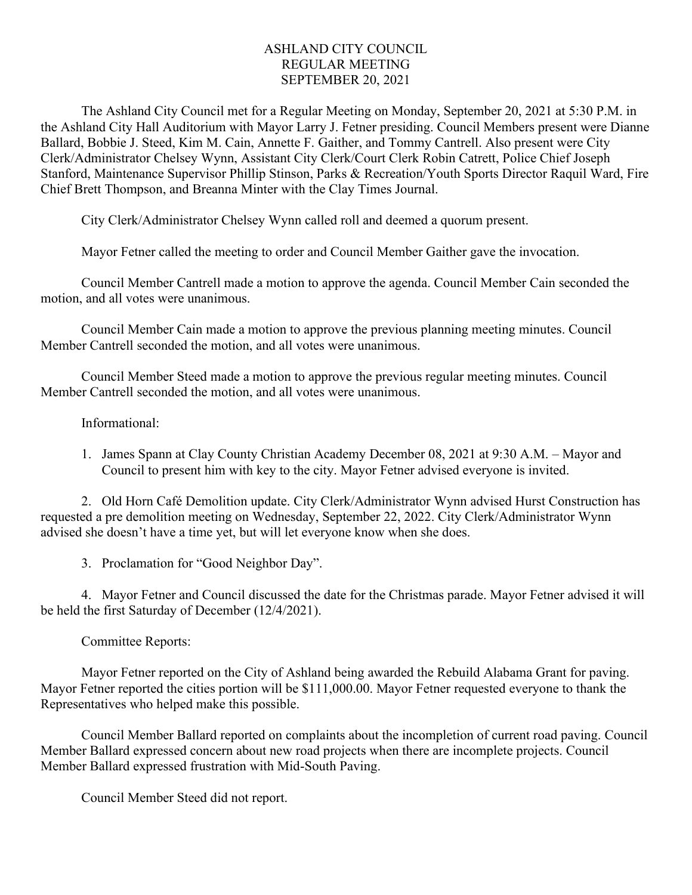# ASHLAND CITY COUNCIL
## REGULAR MEETING
## SEPTEMBER 20, 2021

The Ashland City Council met for a Regular Meeting on Monday, September 20, 2021 at 5:30 P.M. in the Ashland City Hall Auditorium with Mayor Larry J. Fetner presiding. Council Members present were Dianne Ballard, Bobbie J. Steed, Kim M. Cain, Annette F. Gaither, and Tommy Cantrell. Also present were City Clerk/Administrator Chelsey Wynn, Assistant City Clerk/Court Clerk Robin Catrett, Police Chief Joseph Stanford, Maintenance Supervisor Phillip Stinson, Parks & Recreation/Youth Sports Director Raquil Ward, Fire Chief Brett Thompson, and Breanna Minter with the Clay Times Journal.

City Clerk/Administrator Chelsey Wynn called roll and deemed a quorum present.

Mayor Fetner called the meeting to order and Council Member Gaither gave the invocation.

Council Member Cantrell made a motion to approve the agenda. Council Member Cain seconded the motion, and all votes were unanimous.

Council Member Cain made a motion to approve the previous planning meeting minutes. Council Member Cantrell seconded the motion, and all votes were unanimous.

Council Member Steed made a motion to approve the previous regular meeting minutes. Council Member Cantrell seconded the motion, and all votes were unanimous.

Informational:

1. James Spann at Clay County Christian Academy December 08, 2021 at 9:30 A.M. – Mayor and Council to present him with key to the city. Mayor Fetner advised everyone is invited.

2. Old Horn Café Demolition update. City Clerk/Administrator Wynn advised Hurst Construction has requested a pre demolition meeting on Wednesday, September 22, 2022. City Clerk/Administrator Wynn advised she doesn't have a time yet, but will let everyone know when she does.

3. Proclamation for "Good Neighbor Day".

4. Mayor Fetner and Council discussed the date for the Christmas parade. Mayor Fetner advised it will be held the first Saturday of December (12/4/2021).

Committee Reports:

Mayor Fetner reported on the City of Ashland being awarded the Rebuild Alabama Grant for paving. Mayor Fetner reported the cities portion will be $111,000.00. Mayor Fetner requested everyone to thank the Representatives who helped make this possible.

Council Member Ballard reported on complaints about the incompletion of current road paving. Council Member Ballard expressed concern about new road projects when there are incomplete projects. Council Member Ballard expressed frustration with Mid-South Paving.

Council Member Steed did not report.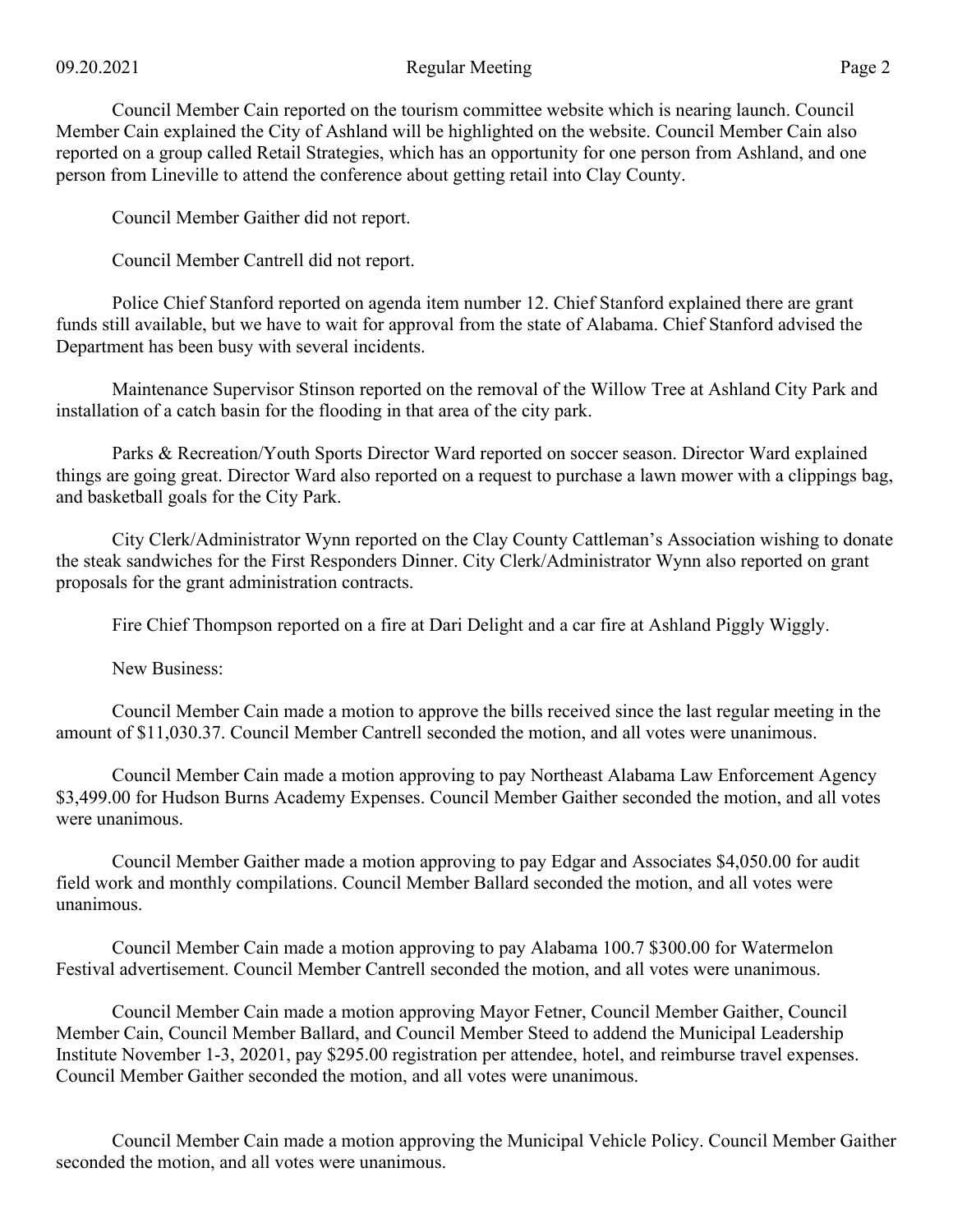Council Member Cain reported on the tourism committee website which is nearing launch. Council Member Cain explained the City of Ashland will be highlighted on the website. Council Member Cain also reported on a group called Retail Strategies, which has an opportunity for one person from Ashland, and one person from Lineville to attend the conference about getting retail into Clay County.

Council Member Gaither did not report.

Council Member Cantrell did not report.

Police Chief Stanford reported on agenda item number 12. Chief Stanford explained there are grant funds still available, but we have to wait for approval from the state of Alabama. Chief Stanford advised the Department has been busy with several incidents.

Maintenance Supervisor Stinson reported on the removal of the Willow Tree at Ashland City Park and installation of a catch basin for the flooding in that area of the city park.

Parks & Recreation/Youth Sports Director Ward reported on soccer season. Director Ward explained things are going great. Director Ward also reported on a request to purchase a lawn mower with a clippings bag, and basketball goals for the City Park.

City Clerk/Administrator Wynn reported on the Clay County Cattleman's Association wishing to donate the steak sandwiches for the First Responders Dinner. City Clerk/Administrator Wynn also reported on grant proposals for the grant administration contracts.

Fire Chief Thompson reported on a fire at Dari Delight and a car fire at Ashland Piggly Wiggly.

New Business:

Council Member Cain made a motion to approve the bills received since the last regular meeting in the amount of $11,030.37. Council Member Cantrell seconded the motion, and all votes were unanimous.

Council Member Cain made a motion approving to pay Northeast Alabama Law Enforcement Agency $3,499.00 for Hudson Burns Academy Expenses. Council Member Gaither seconded the motion, and all votes were unanimous.

Council Member Gaither made a motion approving to pay Edgar and Associates $4,050.00 for audit field work and monthly compilations. Council Member Ballard seconded the motion, and all votes were unanimous.

Council Member Cain made a motion approving to pay Alabama 100.7 $300.00 for Watermelon Festival advertisement. Council Member Cantrell seconded the motion, and all votes were unanimous.

Council Member Cain made a motion approving Mayor Fetner, Council Member Gaither, Council Member Cain, Council Member Ballard, and Council Member Steed to addend the Municipal Leadership Institute November 1-3, 20201, pay $295.00 registration per attendee, hotel, and reimburse travel expenses. Council Member Gaither seconded the motion, and all votes were unanimous.

Council Member Cain made a motion approving the Municipal Vehicle Policy. Council Member Gaither seconded the motion, and all votes were unanimous.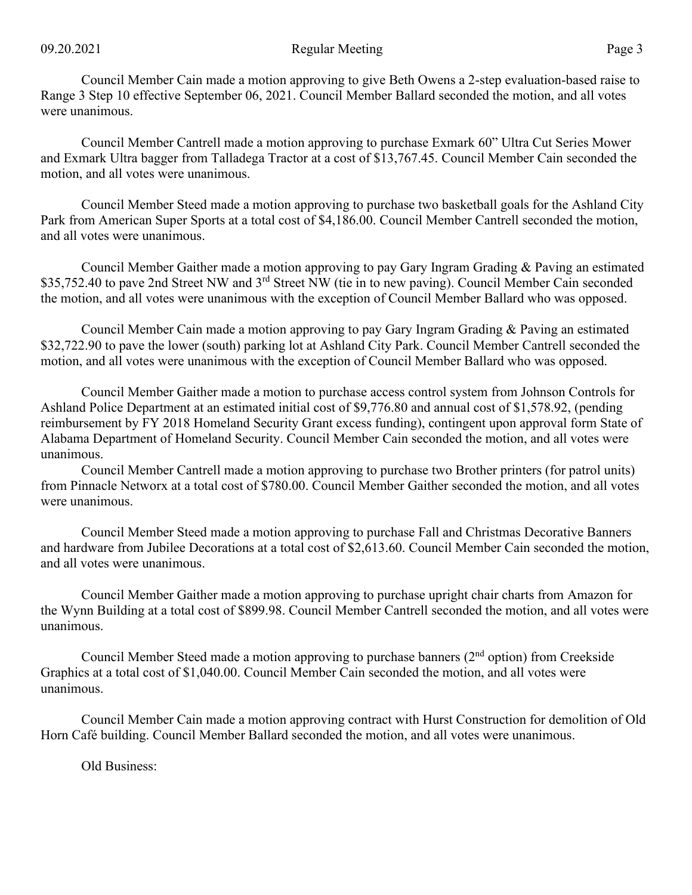Council Member Cain made a motion approving to give Beth Owens a 2-step evaluation-based raise to Range 3 Step 10 effective September 06, 2021. Council Member Ballard seconded the motion, and all votes were unanimous.

Council Member Cantrell made a motion approving to purchase Exmark 60" Ultra Cut Series Mower and Exmark Ultra bagger from Talladega Tractor at a cost of $13,767.45. Council Member Cain seconded the motion, and all votes were unanimous.

Council Member Steed made a motion approving to purchase two basketball goals for the Ashland City Park from American Super Sports at a total cost of $4,186.00. Council Member Cantrell seconded the motion, and all votes were unanimous.

Council Member Gaither made a motion approving to pay Gary Ingram Grading & Paving an estimated $35,752.40 to pave 2nd Street NW and 3rd Street NW (tie in to new paving). Council Member Cain seconded the motion, and all votes were unanimous with the exception of Council Member Ballard who was opposed.

Council Member Cain made a motion approving to pay Gary Ingram Grading & Paving an estimated $32,722.90 to pave the lower (south) parking lot at Ashland City Park. Council Member Cantrell seconded the motion, and all votes were unanimous with the exception of Council Member Ballard who was opposed.

Council Member Gaither made a motion to purchase access control system from Johnson Controls for Ashland Police Department at an estimated initial cost of $9,776.80 and annual cost of $1,578.92, (pending reimbursement by FY 2018 Homeland Security Grant excess funding), contingent upon approval form State of Alabama Department of Homeland Security. Council Member Cain seconded the motion, and all votes were unanimous.

Council Member Cantrell made a motion approving to purchase two Brother printers (for patrol units) from Pinnacle Networx at a total cost of $780.00. Council Member Gaither seconded the motion, and all votes were unanimous.

Council Member Steed made a motion approving to purchase Fall and Christmas Decorative Banners and hardware from Jubilee Decorations at a total cost of $2,613.60. Council Member Cain seconded the motion, and all votes were unanimous.

Council Member Gaither made a motion approving to purchase upright chair charts from Amazon for the Wynn Building at a total cost of $899.98. Council Member Cantrell seconded the motion, and all votes were unanimous.

Council Member Steed made a motion approving to purchase banners (2nd option) from Creekside Graphics at a total cost of $1,040.00. Council Member Cain seconded the motion, and all votes were unanimous.

Council Member Cain made a motion approving contract with Hurst Construction for demolition of Old Horn Café building. Council Member Ballard seconded the motion, and all votes were unanimous.

Old Business: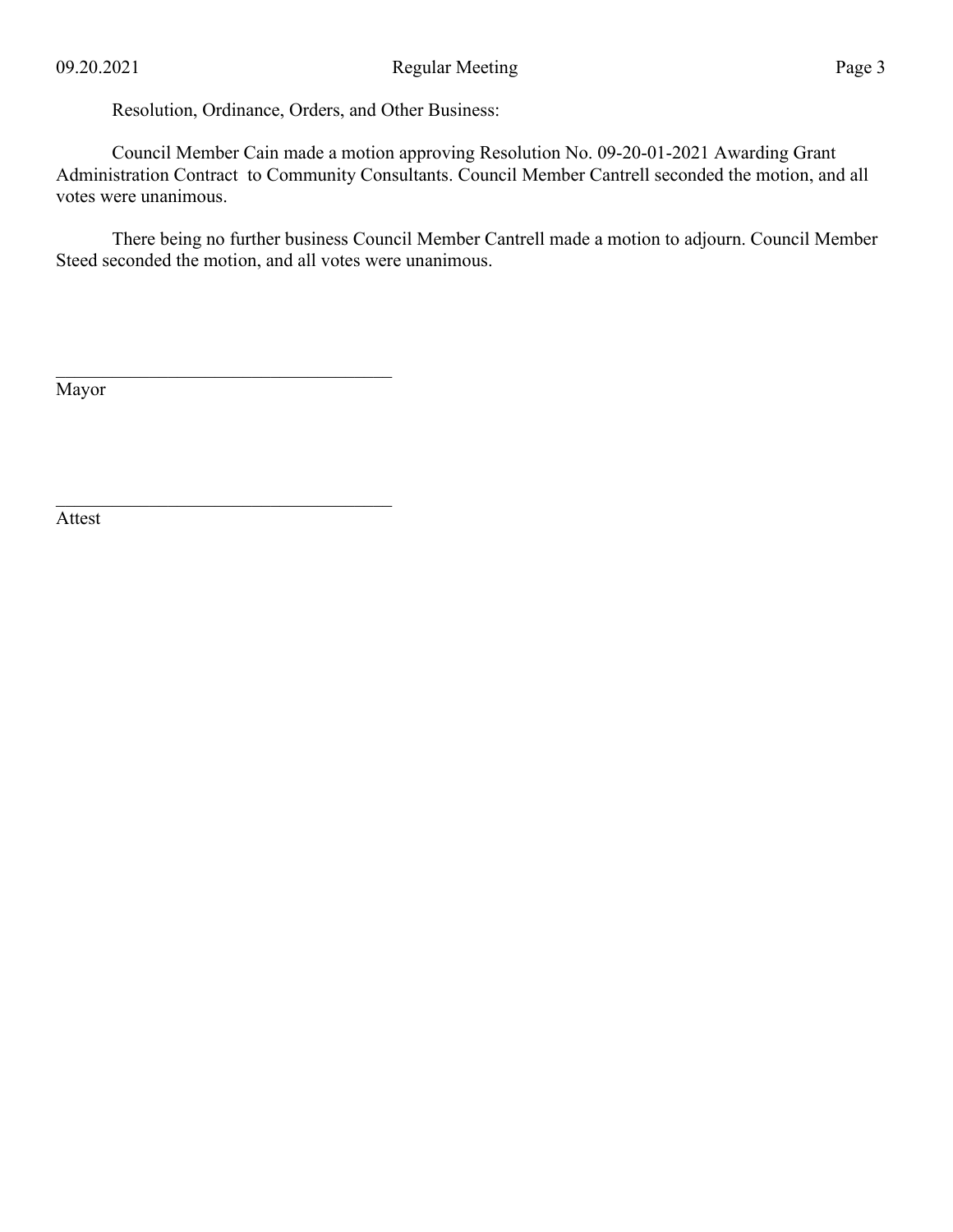Resolution, Ordinance, Orders, and Other Business:

Council Member Cain made a motion approving Resolution No. 09-20-01-2021 Awarding Grant Administration Contract to Community Consultants. Council Member Cantrell seconded the motion, and all votes were unanimous.

There being no further business Council Member Cantrell made a motion to adjourn. Council Member Steed seconded the motion, and all votes were unanimous.

\_\_\_\_\_\_\_\_\_\_\_\_\_\_\_\_\_\_\_\_\_\_\_\_\_\_\_\_\_\_\_\_\_\_\_\_

Mayor

\_\_\_\_\_\_\_\_\_\_\_\_\_\_\_\_\_\_\_\_\_\_\_\_\_\_\_\_\_\_\_\_\_\_\_\_

Attest